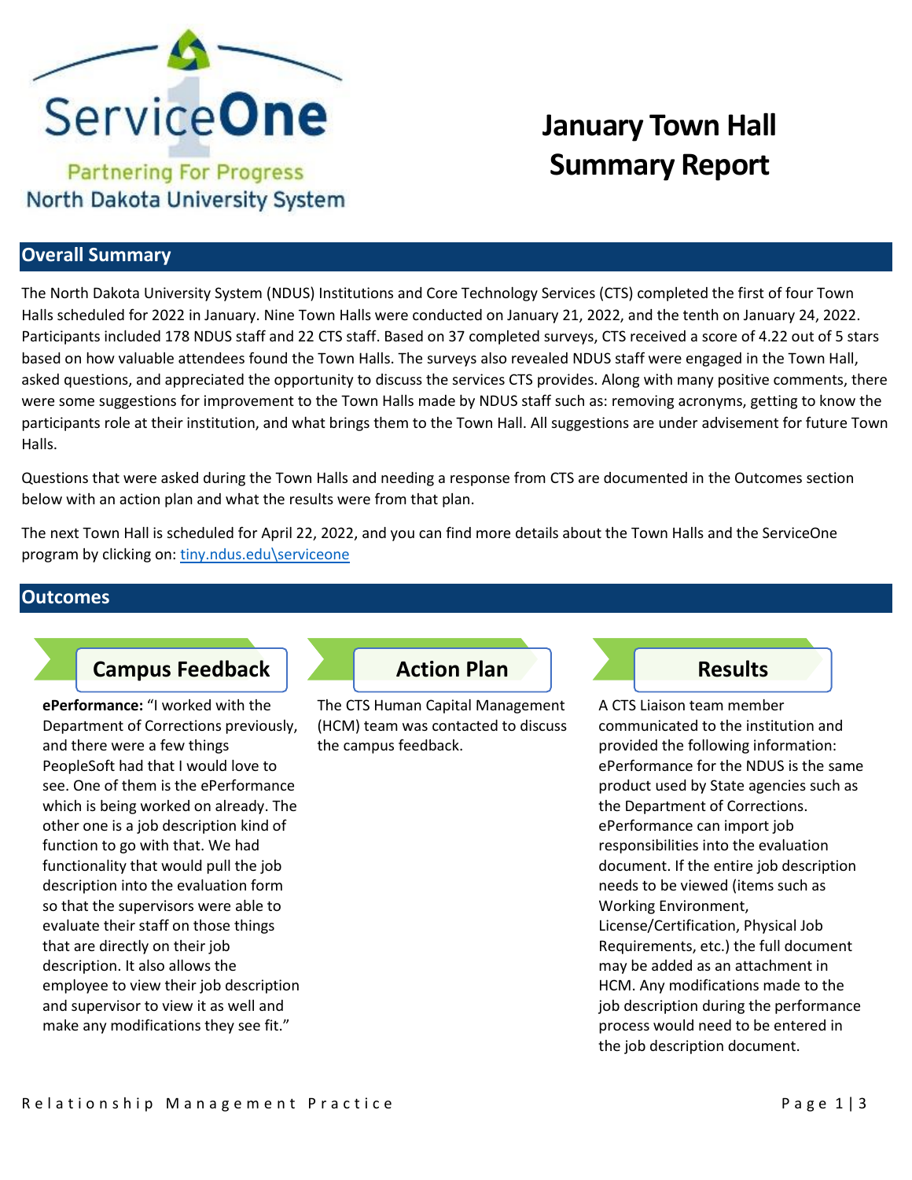ServiceOne

Partnering For Progress
North Dakota University System

# January Town Hall Summary Report

## Overall Summary

The North Dakota University System (NDUS) Institutions and Core Technology Services (CTS) completed the first of four Town Halls scheduled for 2022 in January. Nine Town Halls were conducted on January 21, 2022, and the tenth on January 24, 2022. Participants included 178 NDUS staff and 22 CTS staff. Based on 37 completed surveys, CTS received a score of 4.22 out of 5 stars based on how valuable attendees found the Town Halls. The surveys also revealed NDUS staff were engaged in the Town Hall, asked questions, and appreciated the opportunity to discuss the services CTS provides. Along with many positive comments, there were some suggestions for improvement to the Town Halls made by NDUS staff such as: removing acronyms, getting to know the participants role at their institution, and what brings them to the Town Hall. All suggestions are under advisement for future Town Halls.

Questions that were asked during the Town Halls and needing a response from CTS are documented in the Outcomes section below with an action plan and what the results were from that plan.

The next Town Hall is scheduled for April 22, 2022, and you can find more details about the Town Halls and the ServiceOne program by clicking on: [tiny.ndus.edu\serviceone](tiny.ndus.edu\serviceone)

## Outcomes

| Campus Feedback | Action Plan | Results |
| --- | --- | --- |
| **ePerformance:** "I worked with the Department of Corrections previously, and there were a few things PeopleSoft had that I would love to see. One of them is the ePerformance which is being worked on already. The other one is a job description kind of function to go with that. We had functionality that would pull the job description into the evaluation form so that the supervisors were able to evaluate their staff on those things that are directly on their job description. It also allows the employee to view their job description and supervisor to view it as well and make any modifications they see fit." | The CTS Human Capital Management (HCM) team was contacted to discuss the campus feedback. | A CTS Liaison team member communicated to the institution and provided the following information: ePerformance for the NDUS is the same product used by State agencies such as the Department of Corrections. ePerformance can import job responsibilities into the evaluation document. If the entire job description needs to be viewed (items such as Working Environment, License/Certification, Physical Job Requirements, etc.) the full document may be added as an attachment in HCM. Any modifications made to the job description during the performance process would need to be entered in the job description document. |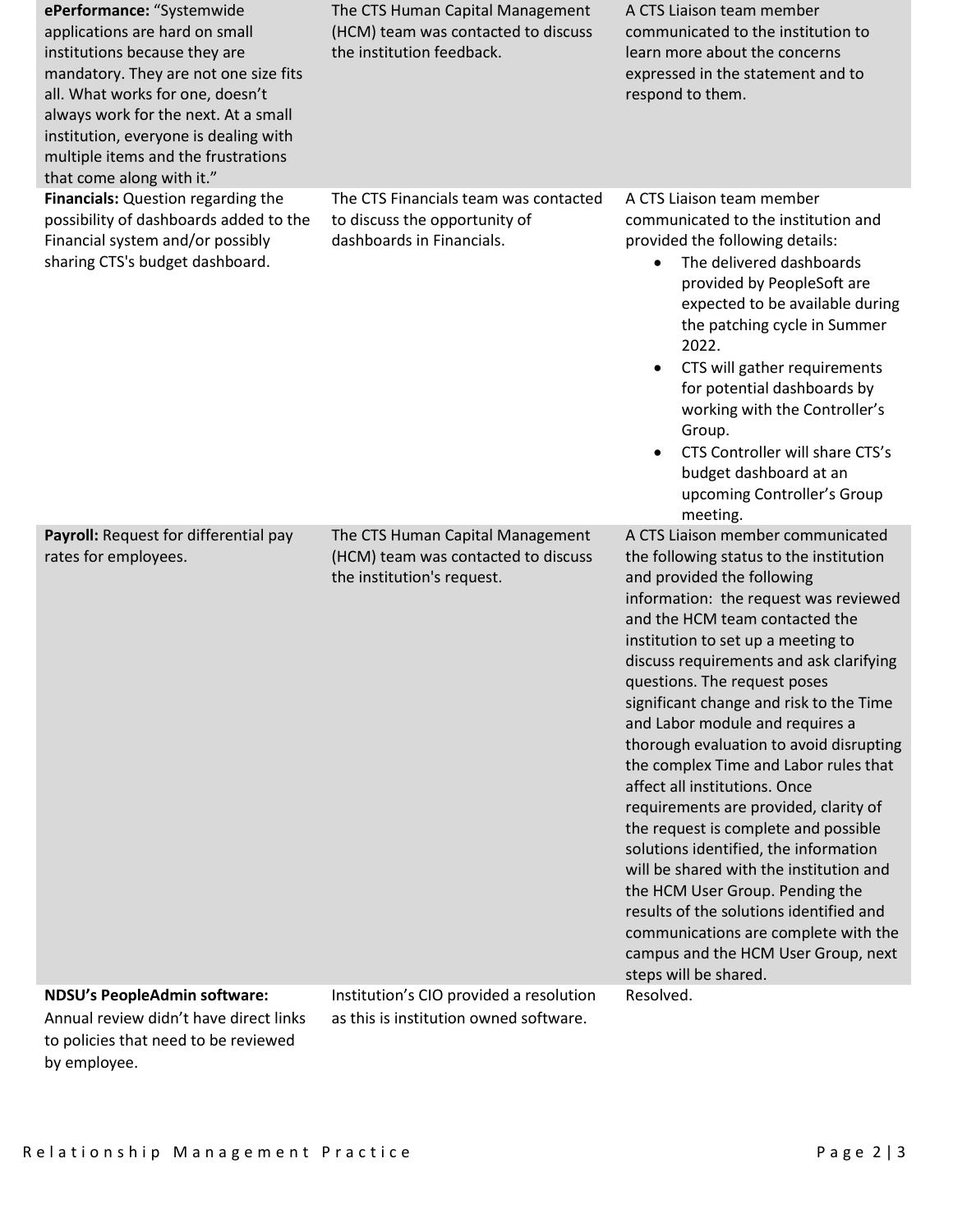| | | |
|---|---|---|
| **ePerformance:** "Systemwide applications are hard on small institutions because they are mandatory. They are not one size fits all. What works for one, doesn't always work for the next. At a small institution, everyone is dealing with multiple items and the frustrations that come along with it." | The CTS Human Capital Management (HCM) team was contacted to discuss the institution feedback. | A CTS Liaison team member communicated to the institution to learn more about the concerns expressed in the statement and to respond to them. |
| **Financials:** Question regarding the possibility of dashboards added to the Financial system and/or possibly sharing CTS's budget dashboard. | The CTS Financials team was contacted to discuss the opportunity of dashboards in Financials. | A CTS Liaison team member communicated to the institution and provided the following details:<br>• The delivered dashboards provided by PeopleSoft are expected to be available during the patching cycle in Summer 2022.<br>• CTS will gather requirements for potential dashboards by working with the Controller's Group.<br>• CTS Controller will share CTS's budget dashboard at an upcoming Controller's Group meeting. |
| **Payroll:** Request for differential pay rates for employees. | The CTS Human Capital Management (HCM) team was contacted to discuss the institution's request. | A CTS Liaison member communicated the following status to the institution and provided the following information: the request was reviewed and the HCM team contacted the institution to set up a meeting to discuss requirements and ask clarifying questions. The request poses significant change and risk to the Time and Labor module and requires a thorough evaluation to avoid disrupting the complex Time and Labor rules that affect all institutions. Once requirements are provided, clarity of the request is complete and possible solutions identified, the information will be shared with the institution and the HCM User Group. Pending the results of the solutions identified and communications are complete with the campus and the HCM User Group, next steps will be shared. |
| **NDSU's PeopleAdmin software:** Annual review didn't have direct links to policies that need to be reviewed by employee. | Institution's CIO provided a resolution as this is institution owned software. | Resolved. |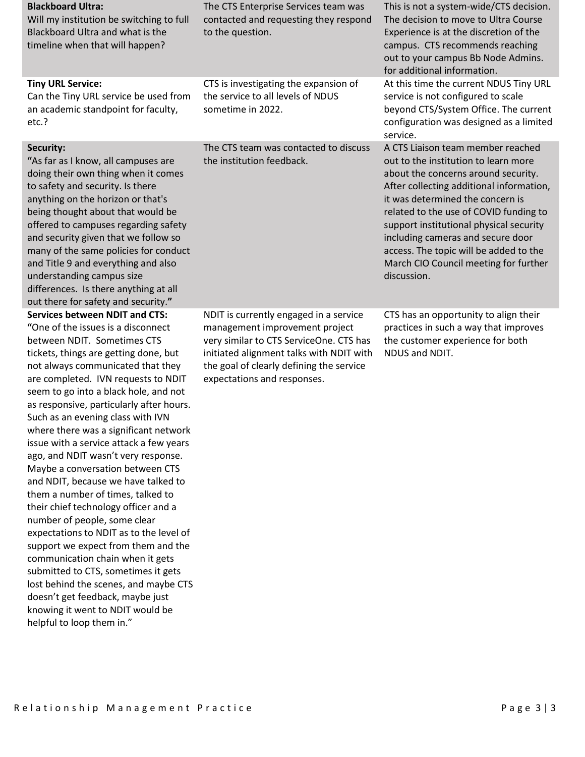| | | |
|---|---|---|
| **Blackboard Ultra:** Will my institution be switching to full Blackboard Ultra and what is the timeline when that will happen? | The CTS Enterprise Services team was contacted and requesting they respond to the question. | This is not a system-wide/CTS decision. The decision to move to Ultra Course Experience is at the discretion of the campus. CTS recommends reaching out to your campus Bb Node Admins. for additional information. |
| **Tiny URL Service:** Can the Tiny URL service be used from an academic standpoint for faculty, etc.? | CTS is investigating the expansion of the service to all levels of NDUS sometime in 2022. | At this time the current NDUS Tiny URL service is not configured to scale beyond CTS/System Office. The current configuration was designed as a limited service. |
| **Security:** **"**As far as I know, all campuses are doing their own thing when it comes to safety and security. Is there anything on the horizon or that's being thought about that would be offered to campuses regarding safety and security given that we follow so many of the same policies for conduct and Title 9 and everything and also understanding campus size differences. Is there anything at all out there for safety and security.**"** | The CTS team was contacted to discuss the institution feedback. | A CTS Liaison team member reached out to the institution to learn more about the concerns around security. After collecting additional information, it was determined the concern is related to the use of COVID funding to support institutional physical security including cameras and secure door access. The topic will be added to the March CIO Council meeting for further discussion. |
| **Services between NDIT and CTS:** **"**One of the issues is a disconnect between NDIT. Sometimes CTS tickets, things are getting done, but not always communicated that they are completed. IVN requests to NDIT seem to go into a black hole, and not as responsive, particularly after hours. Such as an evening class with IVN where there was a significant network issue with a service attack a few years ago, and NDIT wasn't very response. Maybe a conversation between CTS and NDIT, because we have talked to them a number of times, talked to their chief technology officer and a number of people, some clear expectations to NDIT as to the level of support we expect from them and the communication chain when it gets submitted to CTS, sometimes it gets lost behind the scenes, and maybe CTS doesn't get feedback, maybe just knowing it went to NDIT would be helpful to loop them in." | NDIT is currently engaged in a service management improvement project very similar to CTS ServiceOne. CTS has initiated alignment talks with NDIT with the goal of clearly defining the service expectations and responses. | CTS has an opportunity to align their practices in such a way that improves the customer experience for both NDUS and NDIT. |